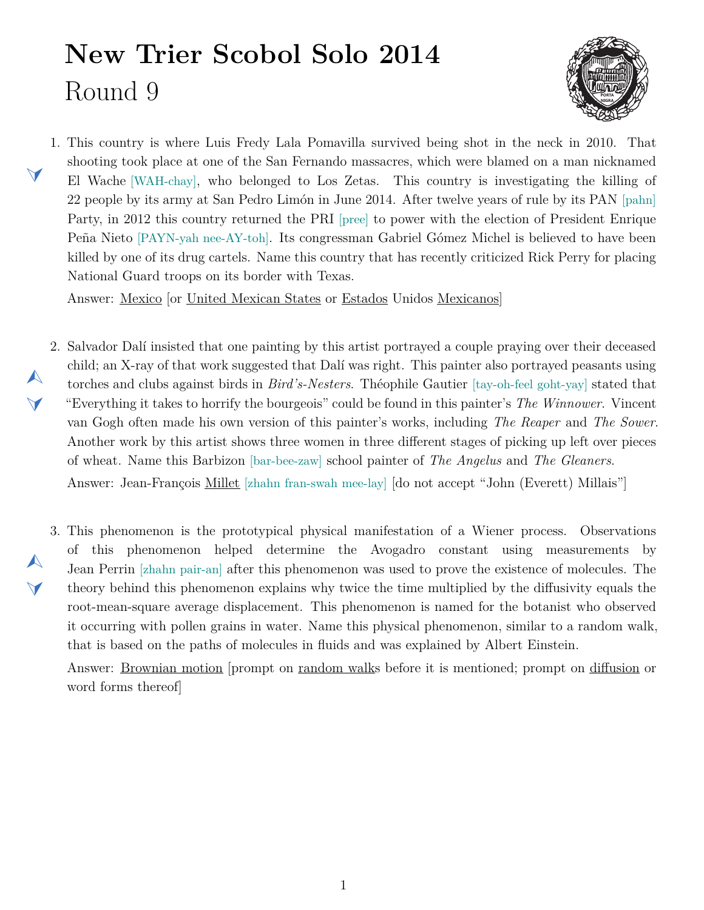# New Trier Scobol Solo 2014
## Round 9

1. This country is where Luis Fredy Lala Pomavilla survived being shot in the neck in 2010. That shooting took place at one of the San Fernando massacres, which were blamed on a man nicknamed El Wache [WAH-chay], who belonged to Los Zetas. This country is investigating the killing of 22 people by its army at San Pedro Limón in June 2014. After twelve years of rule by its PAN [pahn] Party, in 2012 this country returned the PRI [pree] to power with the election of President Enrique Peña Nieto [PAYN-yah nee-AY-toh]. Its congressman Gabriel Gómez Michel is believed to have been killed by one of its drug cartels. Name this country that has recently criticized Rick Perry for placing National Guard troops on its border with Texas.

   Answer: <u>Mexico</u> [or <u>United Mexican States</u> or <u>Estados</u> Unidos <u>Mexicanos</u>]

2. Salvador Dalí insisted that one painting by this artist portrayed a couple praying over their deceased child; an X-ray of that work suggested that Dalí was right. This painter also portrayed peasants using torches and clubs against birds in *Bird's-Nesters*. Théophile Gautier [tay-oh-feel goht-yay] stated that "Everything it takes to horrify the bourgeois" could be found in this painter's *The Winnower*. Vincent van Gogh often made his own version of this painter's works, including *The Reaper* and *The Sower*. Another work by this artist shows three women in three different stages of picking up left over pieces of wheat. Name this Barbizon [bar-bee-zaw] school painter of *The Angelus* and *The Gleaners*.

   Answer: Jean-François <u>Millet</u> [zhahn fran-swah mee-lay] [do not accept "John (Everett) Millais"]

3. This phenomenon is the prototypical physical manifestation of a Wiener process. Observations of this phenomenon helped determine the Avogadro constant using measurements by Jean Perrin [zhahn pair-an] after this phenomenon was used to prove the existence of molecules. The theory behind this phenomenon explains why twice the time multiplied by the diffusivity equals the root-mean-square average displacement. This phenomenon is named for the botanist who observed it occurring with pollen grains in water. Name this physical phenomenon, similar to a random walk, that is based on the paths of molecules in fluids and was explained by Albert Einstein.

   Answer: <u>Brownian motion</u> [prompt on <u>random walk</u>s before it is mentioned; prompt on <u>diffusion</u> or word forms thereof]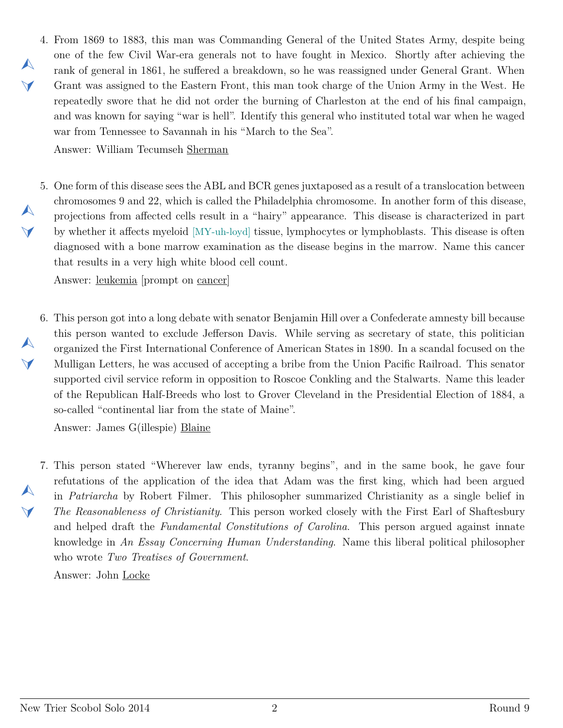4. From 1869 to 1883, this man was Commanding General of the United States Army, despite being one of the few Civil War-era generals not to have fought in Mexico. Shortly after achieving the rank of general in 1861, he suffered a breakdown, so he was reassigned under General Grant. When Grant was assigned to the Eastern Front, this man took charge of the Union Army in the West. He repeatedly swore that he did not order the burning of Charleston at the end of his final campaign, and was known for saying "war is hell". Identify this general who instituted total war when he waged war from Tennessee to Savannah in his "March to the Sea".

   Answer: William Tecumseh Sherman

5. One form of this disease sees the ABL and BCR genes juxtaposed as a result of a translocation between chromosomes 9 and 22, which is called the Philadelphia chromosome. In another form of this disease, projections from affected cells result in a "hairy" appearance. This disease is characterized in part by whether it affects myeloid [MY-uh-loyd] tissue, lymphocytes or lymphoblasts. This disease is often diagnosed with a bone marrow examination as the disease begins in the marrow. Name this cancer that results in a very high white blood cell count.

   Answer: leukemia [prompt on cancer]

6. This person got into a long debate with senator Benjamin Hill over a Confederate amnesty bill because this person wanted to exclude Jefferson Davis. While serving as secretary of state, this politician organized the First International Conference of American States in 1890. In a scandal focused on the Mulligan Letters, he was accused of accepting a bribe from the Union Pacific Railroad. This senator supported civil service reform in opposition to Roscoe Conkling and the Stalwarts. Name this leader of the Republican Half-Breeds who lost to Grover Cleveland in the Presidential Election of 1884, a so-called "continental liar from the state of Maine".

   Answer: James G(illespie) Blaine

7. This person stated "Wherever law ends, tyranny begins", and in the same book, he gave four refutations of the application of the idea that Adam was the first king, which had been argued in *Patriarcha* by Robert Filmer. This philosopher summarized Christianity as a single belief in *The Reasonableness of Christianity*. This person worked closely with the First Earl of Shaftesbury and helped draft the *Fundamental Constitutions of Carolina*. This person argued against innate knowledge in *An Essay Concerning Human Understanding*. Name this liberal political philosopher who wrote *Two Treatises of Government*.

   Answer: John Locke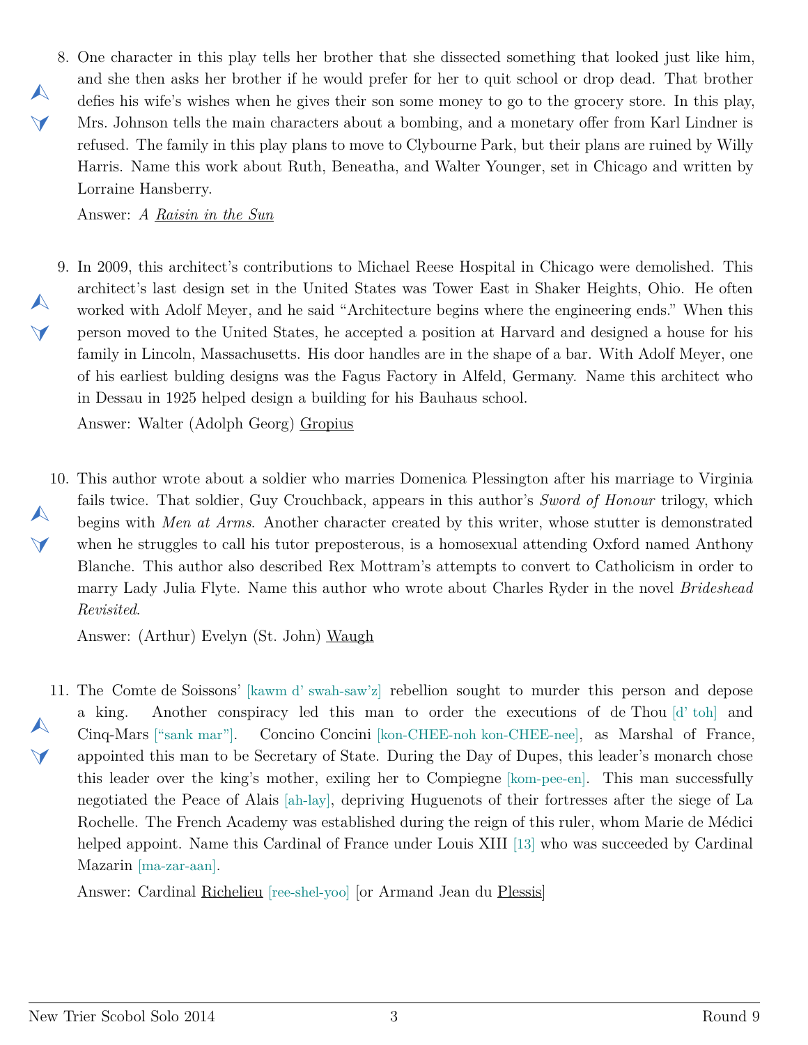8. One character in this play tells her brother that she dissected something that looked just like him, and she then asks her brother if he would prefer for her to quit school or drop dead. That brother defies his wife's wishes when he gives their son some money to go to the grocery store. In this play, Mrs. Johnson tells the main characters about a bombing, and a monetary offer from Karl Lindner is refused. The family in this play plans to move to Clybourne Park, but their plans are ruined by Willy Harris. Name this work about Ruth, Beneatha, and Walter Younger, set in Chicago and written by Lorraine Hansberry.

   Answer: *A Raisin in the Sun*

9. In 2009, this architect's contributions to Michael Reese Hospital in Chicago were demolished. This architect's last design set in the United States was Tower East in Shaker Heights, Ohio. He often worked with Adolf Meyer, and he said "Architecture begins where the engineering ends." When this person moved to the United States, he accepted a position at Harvard and designed a house for his family in Lincoln, Massachusetts. His door handles are in the shape of a bar. With Adolf Meyer, one of his earliest bulding designs was the Fagus Factory in Alfeld, Germany. Name this architect who in Dessau in 1925 helped design a building for his Bauhaus school.

   Answer: Walter (Adolph Georg) Gropius

10. This author wrote about a soldier who marries Domenica Plessington after his marriage to Virginia fails twice. That soldier, Guy Crouchback, appears in this author's *Sword of Honour* trilogy, which begins with *Men at Arms*. Another character created by this writer, whose stutter is demonstrated when he struggles to call his tutor preposterous, is a homosexual attending Oxford named Anthony Blanche. This author also described Rex Mottram's attempts to convert to Catholicism in order to marry Lady Julia Flyte. Name this author who wrote about Charles Ryder in the novel *Brideshead Revisited*.

    Answer: (Arthur) Evelyn (St. John) Waugh

11. The Comte de Soissons' [kawm d' swah-saw'z] rebellion sought to murder this person and depose a king. Another conspiracy led this man to order the executions of de Thou [d' toh] and Cinq-Mars ["sank mar"]. Concino Concini [kon-CHEE-noh kon-CHEE-nee], as Marshal of France, appointed this man to be Secretary of State. During the Day of Dupes, this leader's monarch chose this leader over the king's mother, exiling her to Compiegne [kom-pee-en]. This man successfully negotiated the Peace of Alais [ah-lay], depriving Huguenots of their fortresses after the siege of La Rochelle. The French Academy was established during the reign of this ruler, whom Marie de Médici helped appoint. Name this Cardinal of France under Louis XIII [13] who was succeeded by Cardinal Mazarin [ma-zar-aan].

    Answer: Cardinal Richelieu [ree-shel-yoo] [or Armand Jean du Plessis]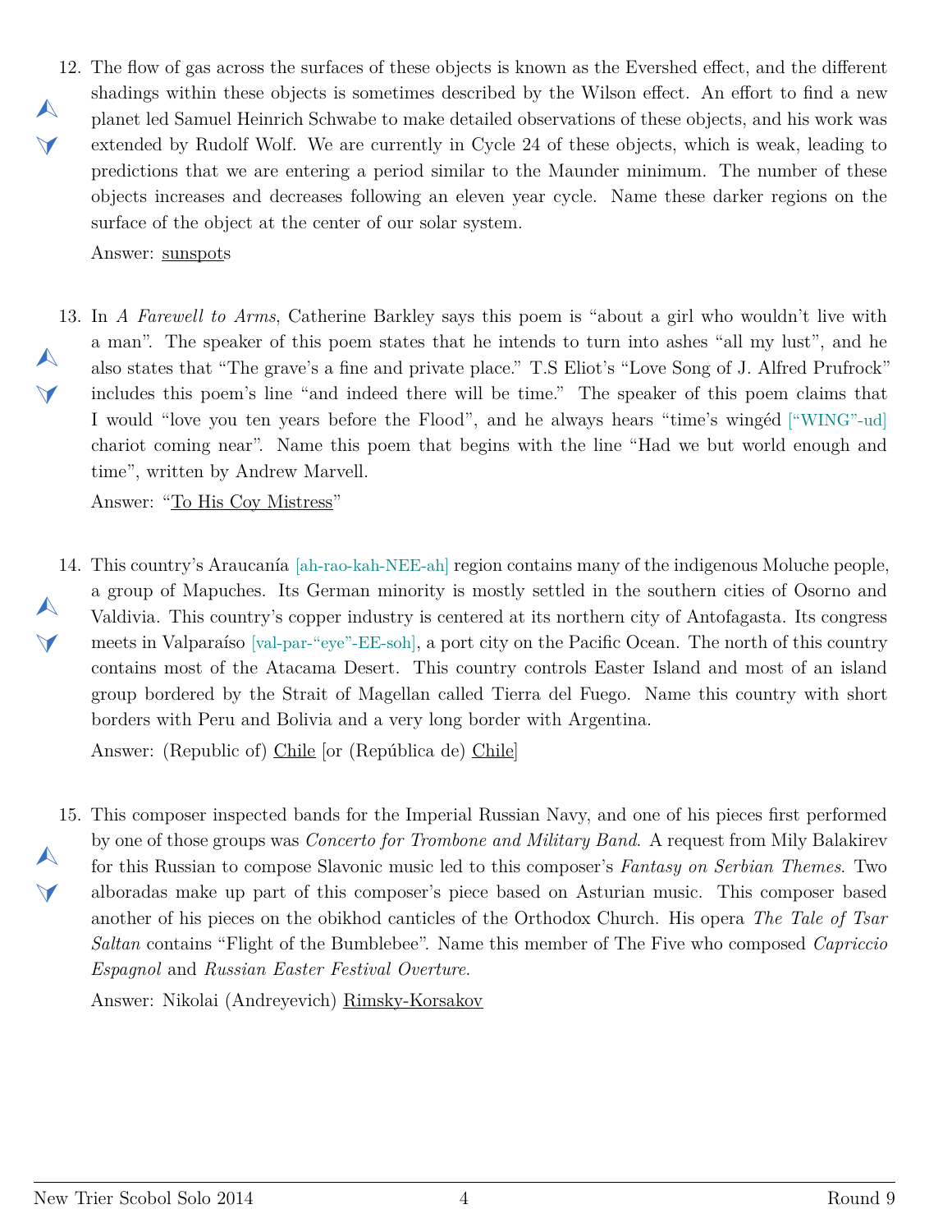12. The flow of gas across the surfaces of these objects is known as the Evershed effect, and the different shadings within these objects is sometimes described by the Wilson effect. An effort to find a new planet led Samuel Heinrich Schwabe to make detailed observations of these objects, and his work was extended by Rudolf Wolf. We are currently in Cycle 24 of these objects, which is weak, leading to predictions that we are entering a period similar to the Maunder minimum. The number of these objects increases and decreases following an eleven year cycle. Name these darker regions on the surface of the object at the center of our solar system.

    Answer: <u>sunspot</u>s

13. In *A Farewell to Arms*, Catherine Barkley says this poem is "about a girl who wouldn't live with a man". The speaker of this poem states that he intends to turn into ashes "all my lust", and he also states that "The grave's a fine and private place." T.S Eliot's "Love Song of J. Alfred Prufrock" includes this poem's line "and indeed there will be time." The speaker of this poem claims that I would "love you ten years before the Flood", and he always hears "time's wingéd ["WING"-ud] chariot coming near". Name this poem that begins with the line "Had we but world enough and time", written by Andrew Marvell.

    Answer: "<u>To His Coy Mistress</u>"

14. This country's Araucanía [ah-rao-kah-NEE-ah] region contains many of the indigenous Moluche people, a group of Mapuches. Its German minority is mostly settled in the southern cities of Osorno and Valdivia. This country's copper industry is centered at its northern city of Antofagasta. Its congress meets in Valparaíso [val-par-"eye"-EE-soh], a port city on the Pacific Ocean. The north of this country contains most of the Atacama Desert. This country controls Easter Island and most of an island group bordered by the Strait of Magellan called Tierra del Fuego. Name this country with short borders with Peru and Bolivia and a very long border with Argentina.

    Answer: (Republic of) <u>Chile</u> [or (República de) <u>Chile</u>]

15. This composer inspected bands for the Imperial Russian Navy, and one of his pieces first performed by one of those groups was *Concerto for Trombone and Military Band*. A request from Mily Balakirev for this Russian to compose Slavonic music led to this composer's *Fantasy on Serbian Themes*. Two alboradas make up part of this composer's piece based on Asturian music. This composer based another of his pieces on the obikhod canticles of the Orthodox Church. His opera *The Tale of Tsar Saltan* contains "Flight of the Bumblebee". Name this member of The Five who composed *Capriccio Espagnol* and *Russian Easter Festival Overture*.

    Answer: Nikolai (Andreyevich) <u>Rimsky-Korsakov</u>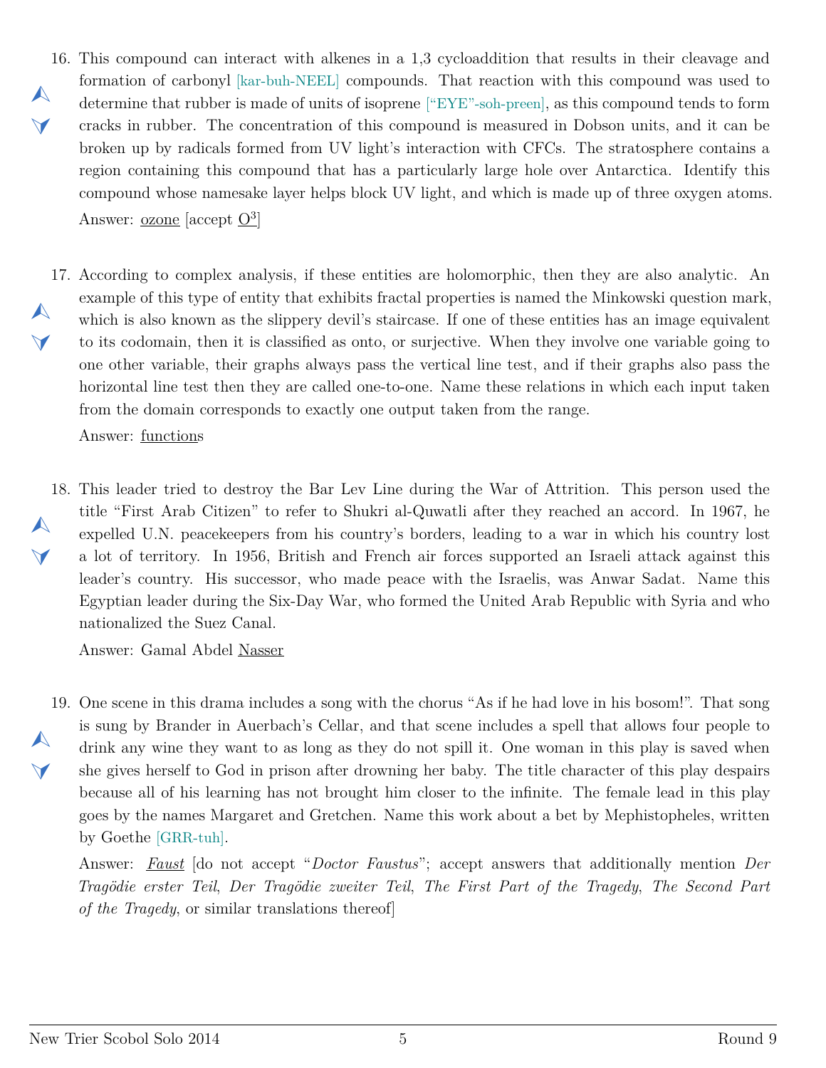16. This compound can interact with alkenes in a 1,3 cycloaddition that results in their cleavage and formation of carbonyl [kar-buh-NEEL] compounds. That reaction with this compound was used to determine that rubber is made of units of isoprene ["EYE"-soh-preen], as this compound tends to form cracks in rubber. The concentration of this compound is measured in Dobson units, and it can be broken up by radicals formed from UV light's interaction with CFCs. The stratosphere contains a region containing this compound that has a particularly large hole over Antarctica. Identify this compound whose namesake layer helps block UV light, and which is made up of three oxygen atoms.

    Answer: ozone [accept $O^3$]

17. According to complex analysis, if these entities are holomorphic, then they are also analytic. An example of this type of entity that exhibits fractal properties is named the Minkowski question mark, which is also known as the slippery devil's staircase. If one of these entities has an image equivalent to its codomain, then it is classified as onto, or surjective. When they involve one variable going to one other variable, their graphs always pass the vertical line test, and if their graphs also pass the horizontal line test then they are called one-to-one. Name these relations in which each input taken from the domain corresponds to exactly one output taken from the range.

    Answer: functions

18. This leader tried to destroy the Bar Lev Line during the War of Attrition. This person used the title "First Arab Citizen" to refer to Shukri al-Quwatli after they reached an accord. In 1967, he expelled U.N. peacekeepers from his country's borders, leading to a war in which his country lost a lot of territory. In 1956, British and French air forces supported an Israeli attack against this leader's country. His successor, who made peace with the Israelis, was Anwar Sadat. Name this Egyptian leader during the Six-Day War, who formed the United Arab Republic with Syria and who nationalized the Suez Canal.

    Answer: Gamal Abdel Nasser

19. One scene in this drama includes a song with the chorus "As if he had love in his bosom!". That song is sung by Brander in Auerbach's Cellar, and that scene includes a spell that allows four people to drink any wine they want to as long as they do not spill it. One woman in this play is saved when she gives herself to God in prison after drowning her baby. The title character of this play despairs because all of his learning has not brought him closer to the infinite. The female lead in this play goes by the names Margaret and Gretchen. Name this work about a bet by Mephistopheles, written by Goethe [GRR-tuh].

    Answer: *Faust* [do not accept "*Doctor Faustus*"; accept answers that additionally mention *Der Tragödie erster Teil*, *Der Tragödie zweiter Teil*, *The First Part of the Tragedy*, *The Second Part of the Tragedy*, or similar translations thereof]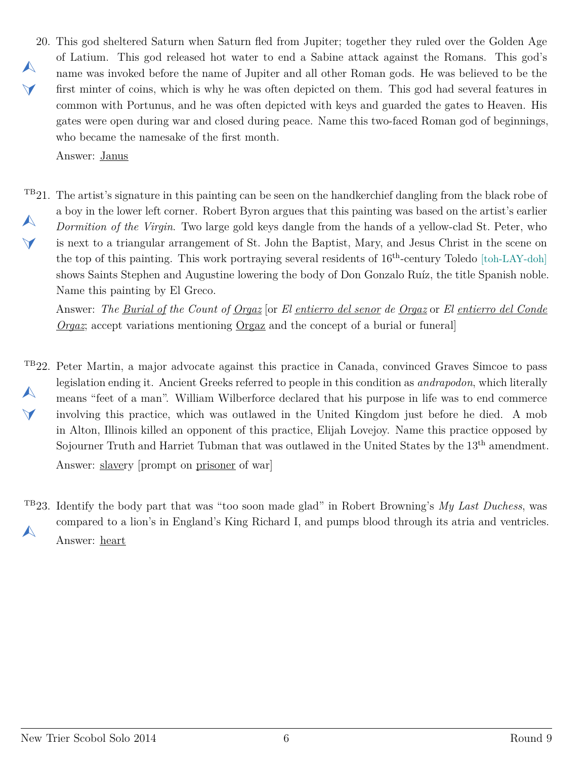20. This god sheltered Saturn when Saturn fled from Jupiter; together they ruled over the Golden Age of Latium. This god released hot water to end a Sabine attack against the Romans. This god's name was invoked before the name of Jupiter and all other Roman gods. He was believed to be the first minter of coins, which is why he was often depicted on them. This god had several features in common with Portunus, and he was often depicted with keys and guarded the gates to Heaven. His gates were open during war and closed during peace. Name this two-faced Roman god of beginnings, who became the namesake of the first month.

    Answer: Janus

TB 21. The artist's signature in this painting can be seen on the handkerchief dangling from the black robe of a boy in the lower left corner. Robert Byron argues that this painting was based on the artist's earlier *Dormition of the Virgin*. Two large gold keys dangle from the hands of a yellow-clad St. Peter, who is next to a triangular arrangement of St. John the Baptist, Mary, and Jesus Christ in the scene on the top of this painting. This work portraying several residents of 16th-century Toledo [toh-LAY-doh] shows Saints Stephen and Augustine lowering the body of Don Gonzalo Ruíz, the title Spanish noble. Name this painting by El Greco.

    Answer: *The Burial of the Count of Orgaz* [or *El entierro del senor de Orgaz* or *El entierro del Conde Orgaz*; accept variations mentioning Orgaz and the concept of a burial or funeral]

TB 22. Peter Martin, a major advocate against this practice in Canada, convinced Graves Simcoe to pass legislation ending it. Ancient Greeks referred to people in this condition as *andrapodon*, which literally means "feet of a man". William Wilberforce declared that his purpose in life was to end commerce involving this practice, which was outlawed in the United Kingdom just before he died. A mob in Alton, Illinois killed an opponent of this practice, Elijah Lovejoy. Name this practice opposed by Sojourner Truth and Harriet Tubman that was outlawed in the United States by the 13th amendment.

    Answer: slavery [prompt on prisoner of war]

TB 23. Identify the body part that was "too soon made glad" in Robert Browning's *My Last Duchess*, was compared to a lion's in England's King Richard I, and pumps blood through its atria and ventricles.

    Answer: heart